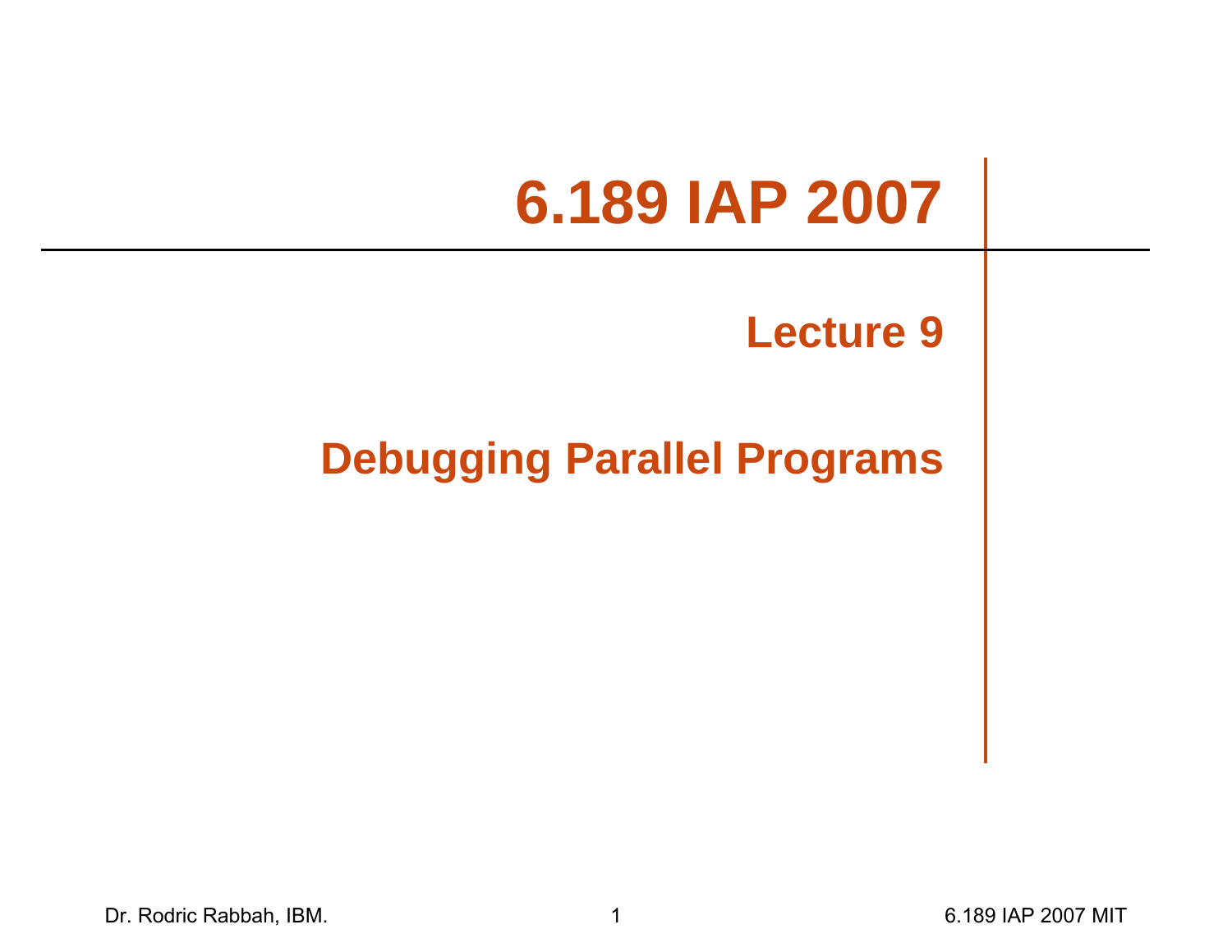# 6.189 IAP 2007

## Lecture 9

## Debugging Parallel Programs

Dr. Rodric Rabbah, IBM.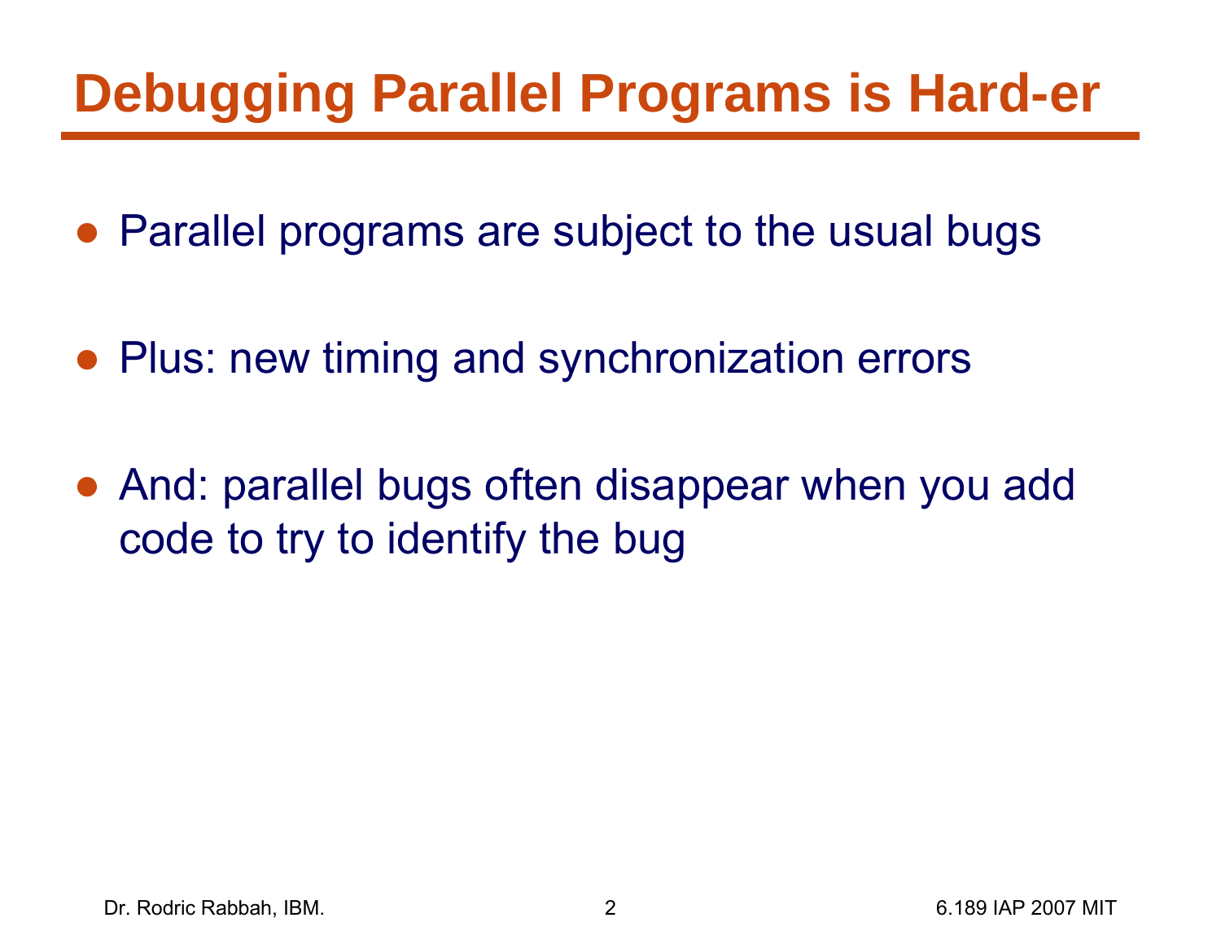# Debugging Parallel Programs is Hard-er

- Parallel programs are subject to the usual bugs
- Plus: new timing and synchronization errors
- And: parallel bugs often disappear when you add code to try to identify the bug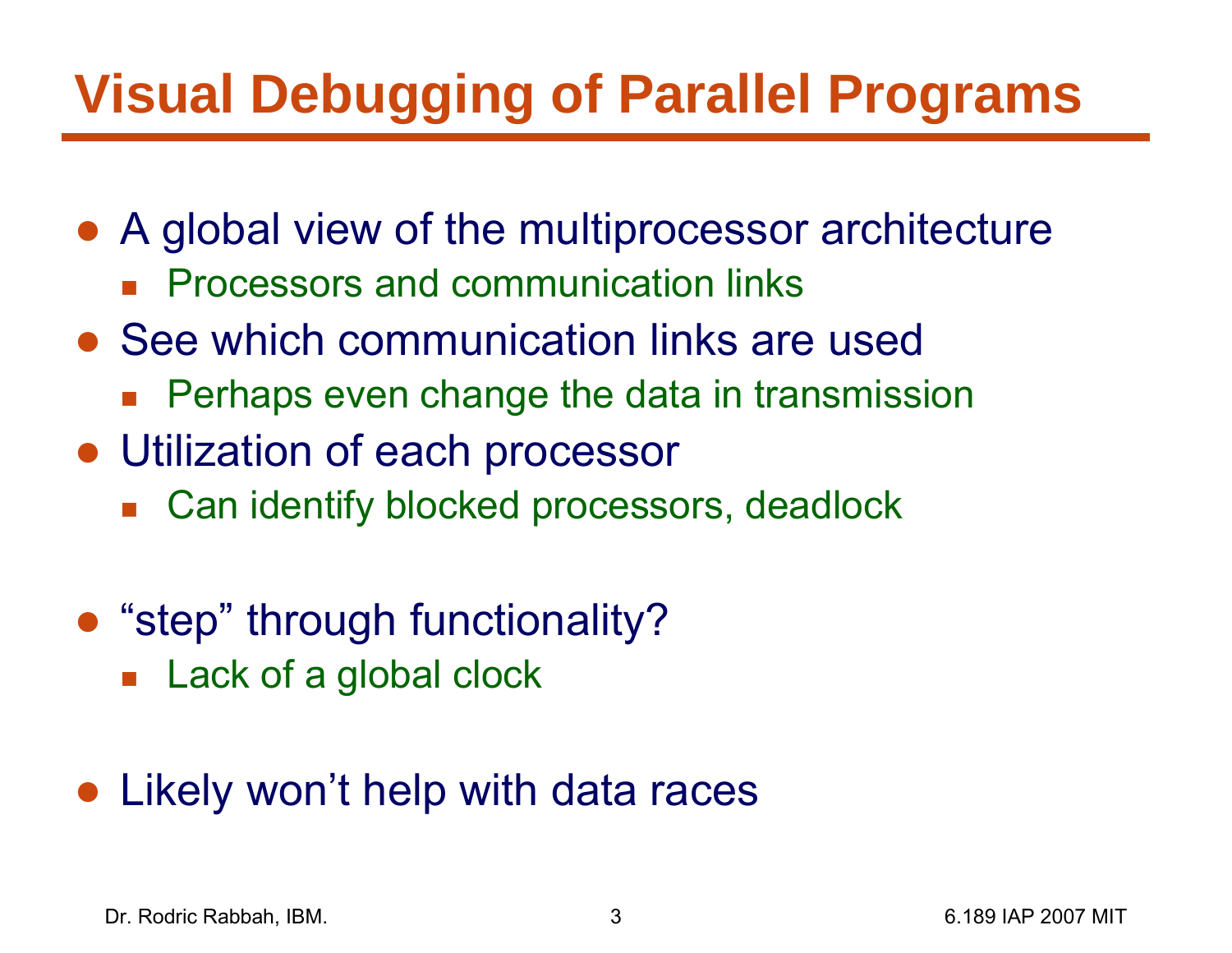# Visual Debugging of Parallel Programs

- A global view of the multiprocessor architecture
  - Processors and communication links
- See which communication links are used
  - Perhaps even change the data in transmission
- Utilization of each processor
  - Can identify blocked processors, deadlock

- “step” through functionality?
  - Lack of a global clock

- Likely won’t help with data races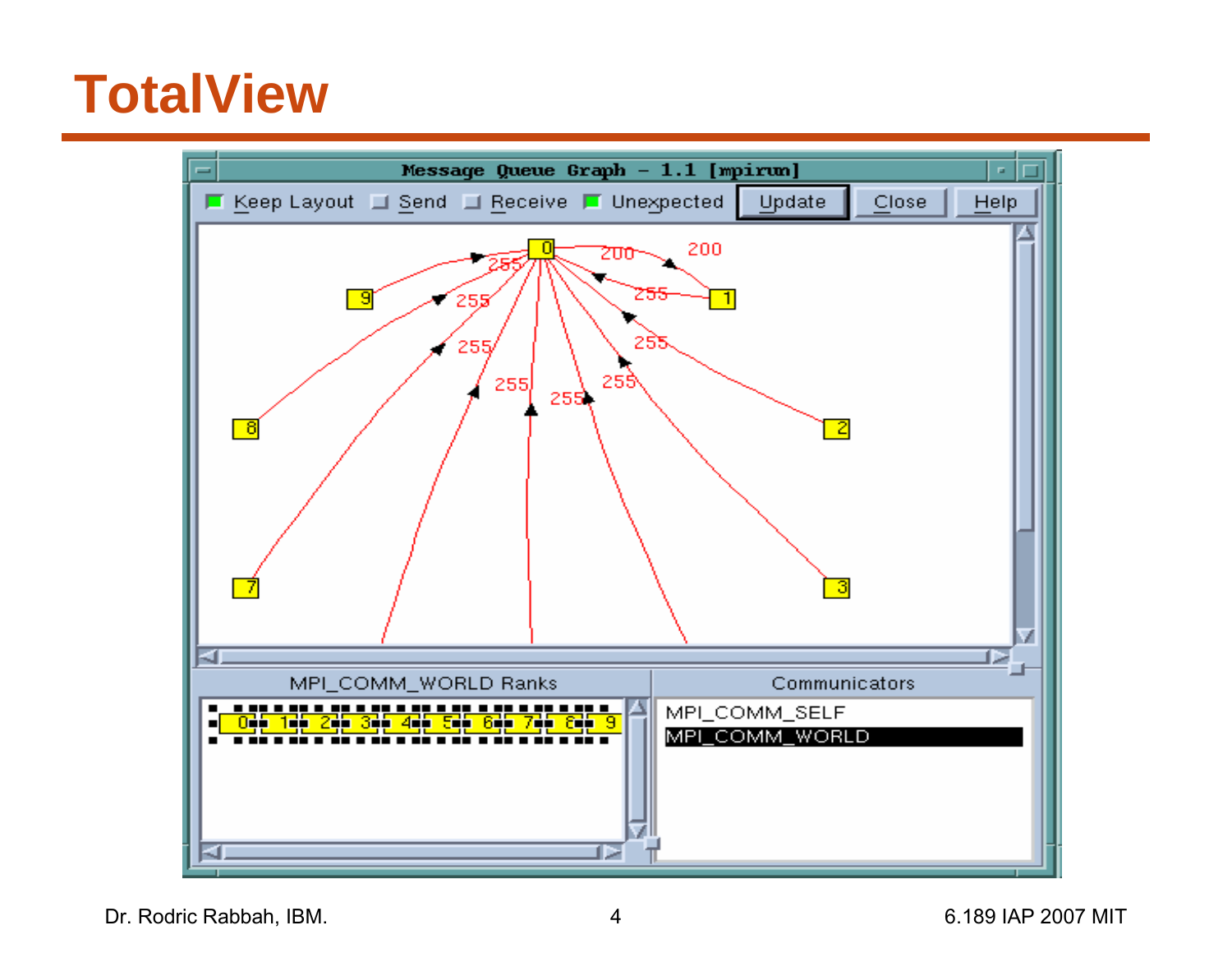# TotalView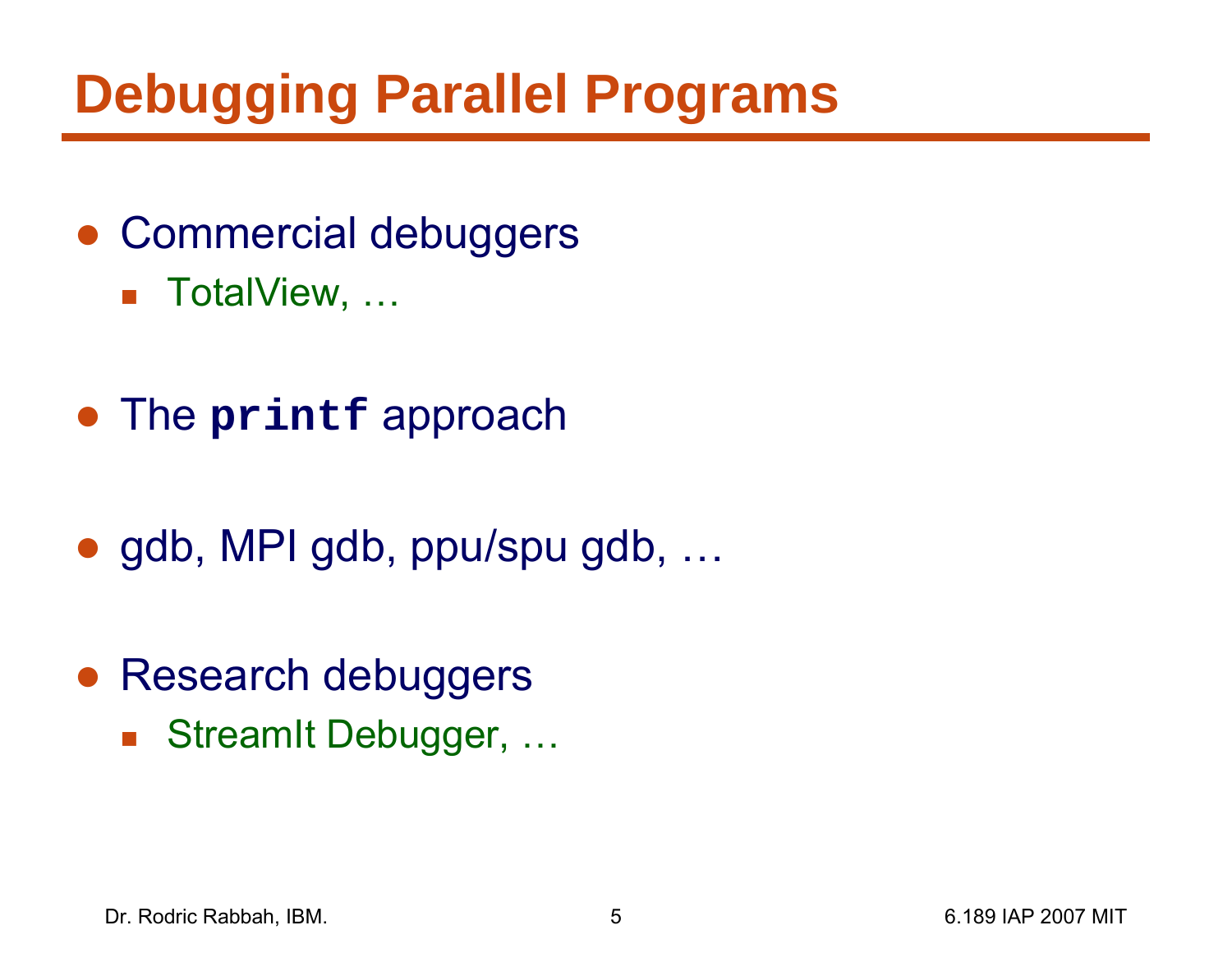# Debugging Parallel Programs

- Commercial debuggers
  - TotalView, …
- The `printf` approach
- gdb, MPI gdb, ppu/spu gdb, …
- Research debuggers
  - StreamIt Debugger, …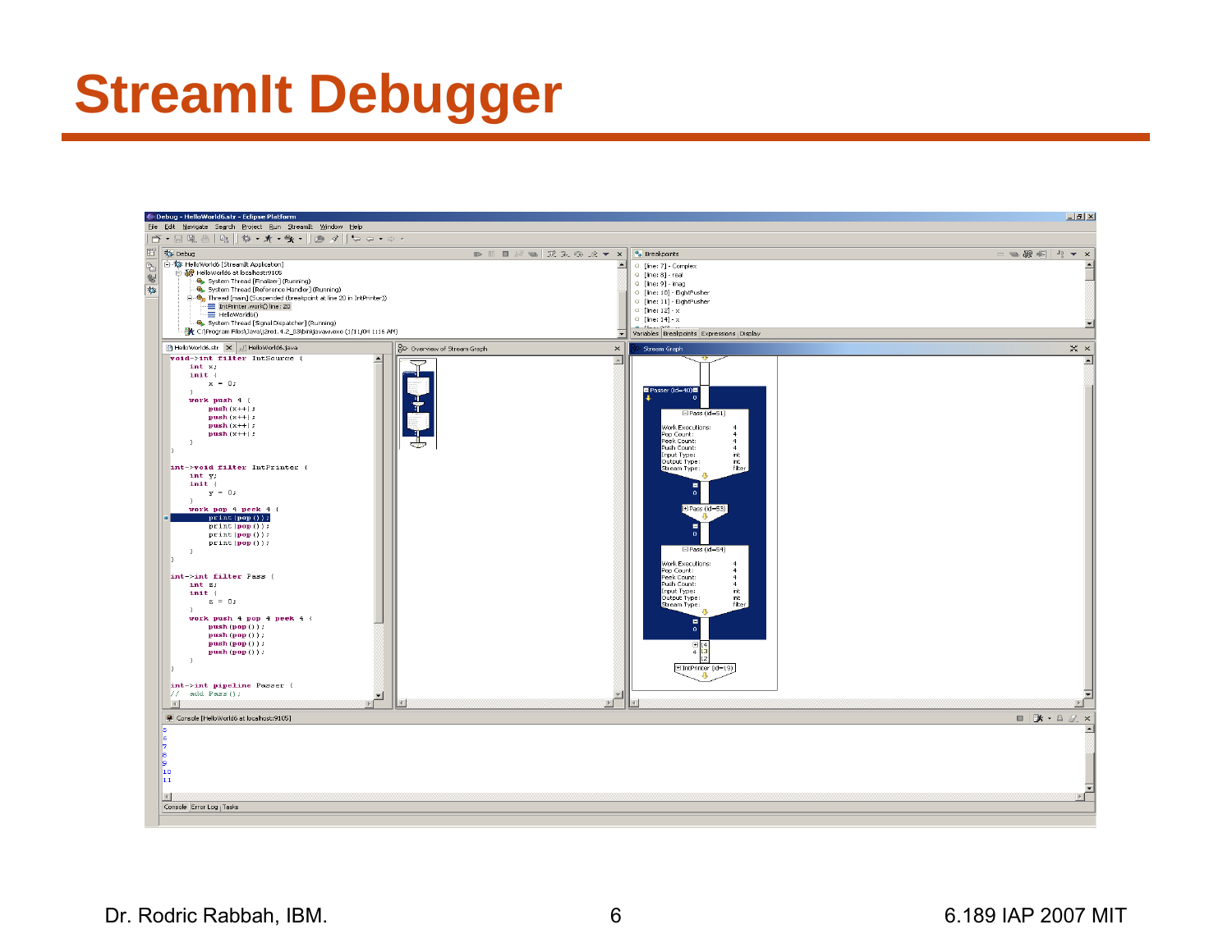# StreamIt Debugger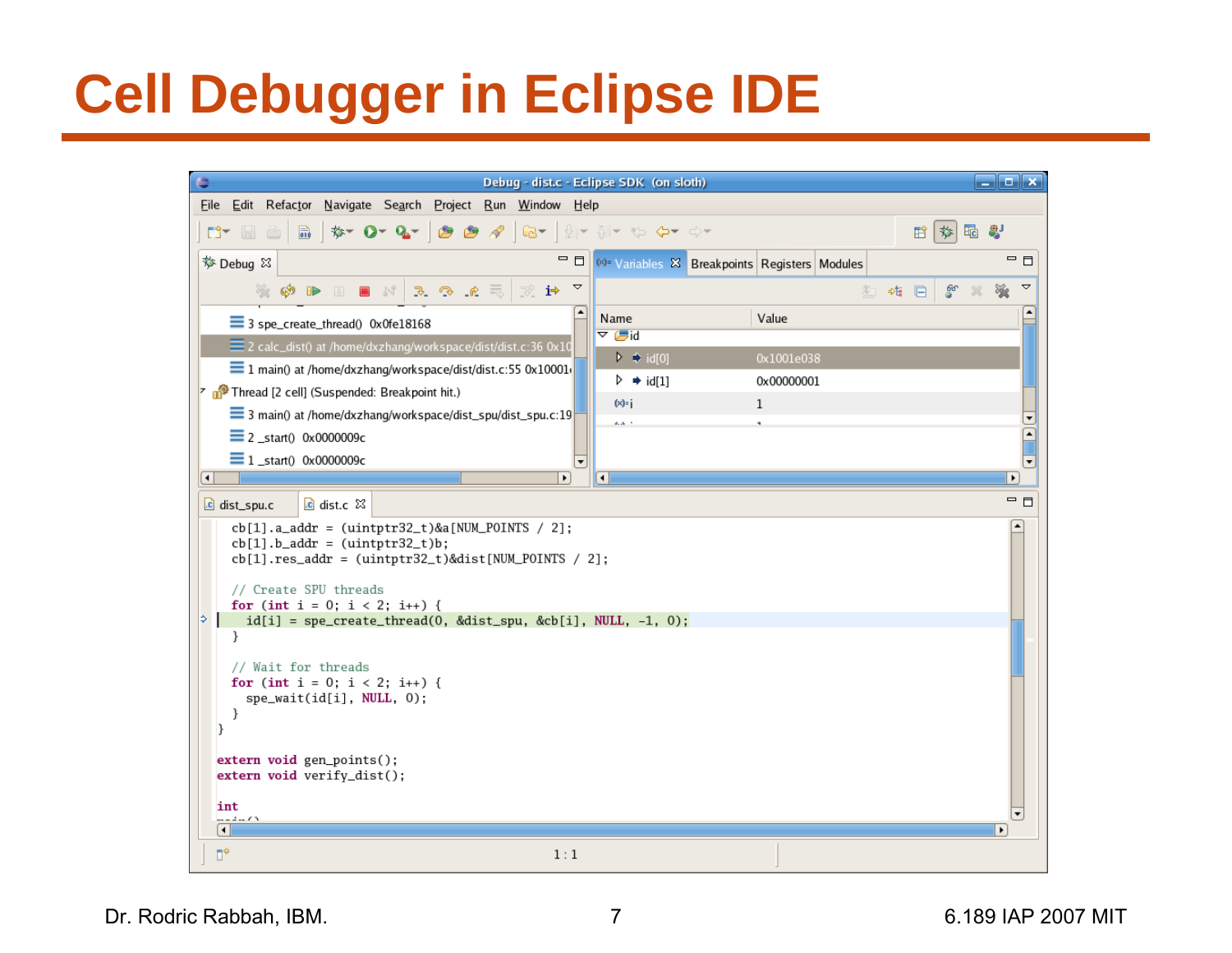# Cell Debugger in Eclipse IDE

Debug - dist.c - Eclipse SDK (on sloth)

File Edit Refactor Navigate Search Project Run Window Help

**Debug**

- 3 spe_create_thread() 0x0fe18168
- 2 calc_dist() at /home/dxzhang/workspace/dist/dist.c:36 0x10
- 1 main() at /home/dxzhang/workspace/dist/dist.c:55 0x10001
- Thread [2 cell] (Suspended: Breakpoint hit.)
  - 3 main() at /home/dxzhang/workspace/dist_spu/dist_spu.c:19
  - 2 _start() 0x0000009c
  - 1 _start() 0x0000009c

**Variables** | Breakpoints | Registers | Modules

| Name | Value |
|---|---|
| id | |
| id[0] | 0x1001e038 |
| id[1] | 0x00000001 |
| i | 1 |

dist_spu.c | dist.c

```c
    cb[1].a_addr = (uintptr32_t)&a[NUM_POINTS / 2];
    cb[1].b_addr = (uintptr32_t)b;
    cb[1].res_addr = (uintptr32_t)&dist[NUM_POINTS / 2];

    // Create SPU threads
    for (int i = 0; i < 2; i++) {
      id[i] = spe_create_thread(0, &dist_spu, &cb[i], NULL, -1, 0);
    }

    // Wait for threads
    for (int i = 0; i < 2; i++) {
      spe_wait(id[i], NULL, 0);
    }
}

extern void gen_points();
extern void verify_dist();

int
```

1 : 1

Dr. Rodric Rabbah, IBM. 6.189 IAP 2007 MIT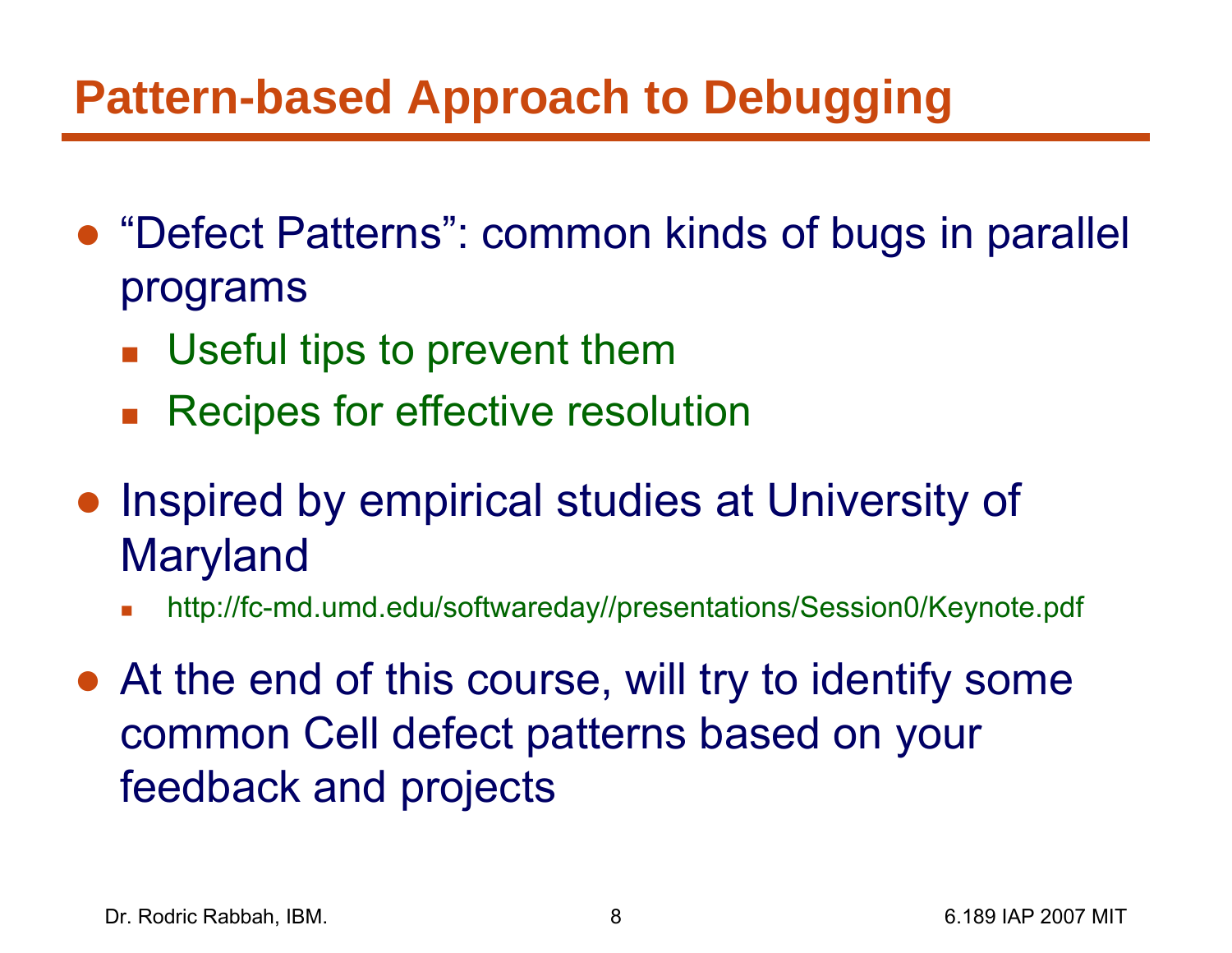# Pattern-based Approach to Debugging

- "Defect Patterns": common kinds of bugs in parallel programs
  - Useful tips to prevent them
  - Recipes for effective resolution
- Inspired by empirical studies at University of Maryland
  - http://fc-md.umd.edu/softwareday//presentations/Session0/Keynote.pdf
- At the end of this course, will try to identify some common Cell defect patterns based on your feedback and projects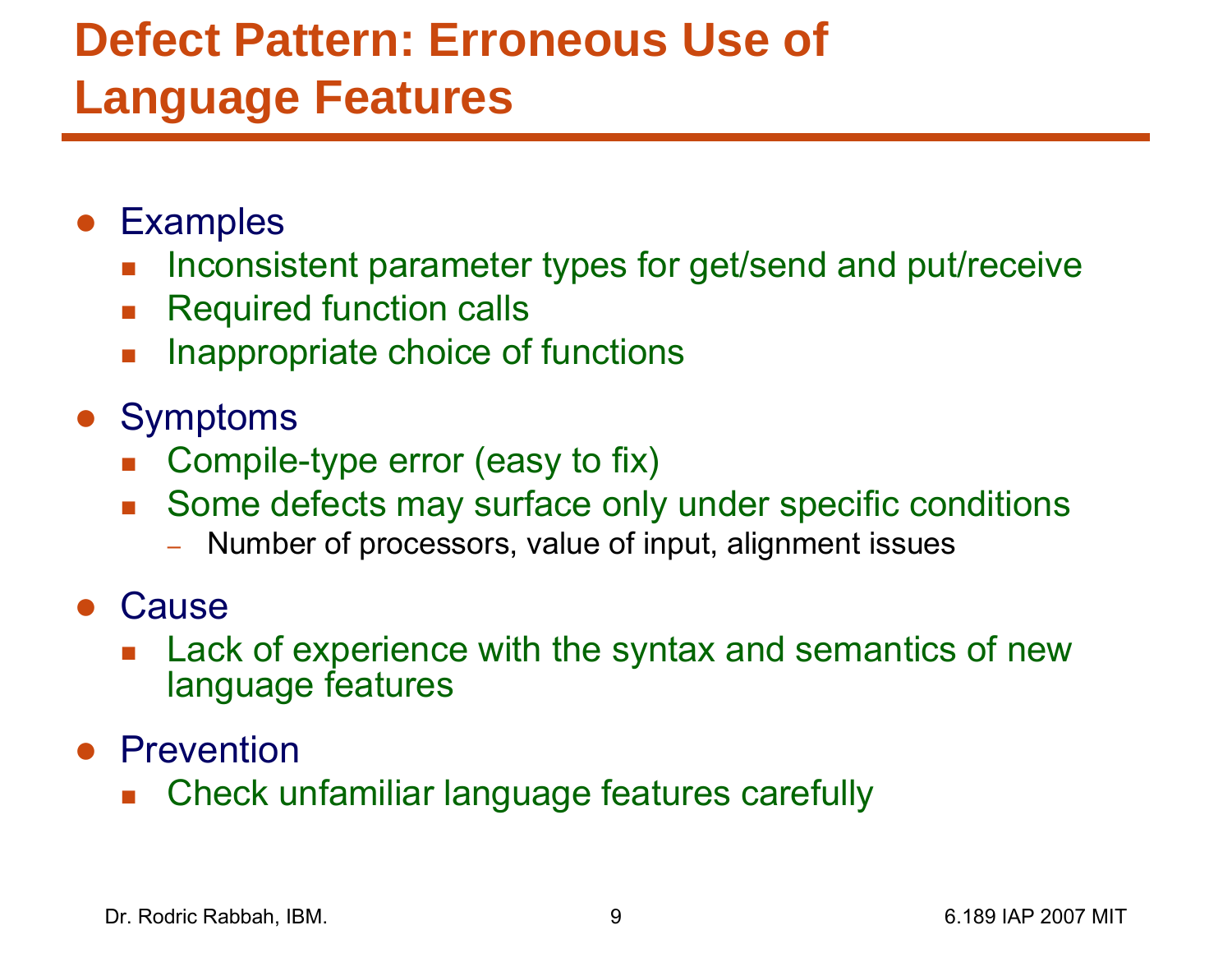# Defect Pattern: Erroneous Use of Language Features

- Examples
  - Inconsistent parameter types for get/send and put/receive
  - Required function calls
  - Inappropriate choice of functions
- Symptoms
  - Compile-type error (easy to fix)
  - Some defects may surface only under specific conditions
    - Number of processors, value of input, alignment issues
- Cause
  - Lack of experience with the syntax and semantics of new language features
- Prevention
  - Check unfamiliar language features carefully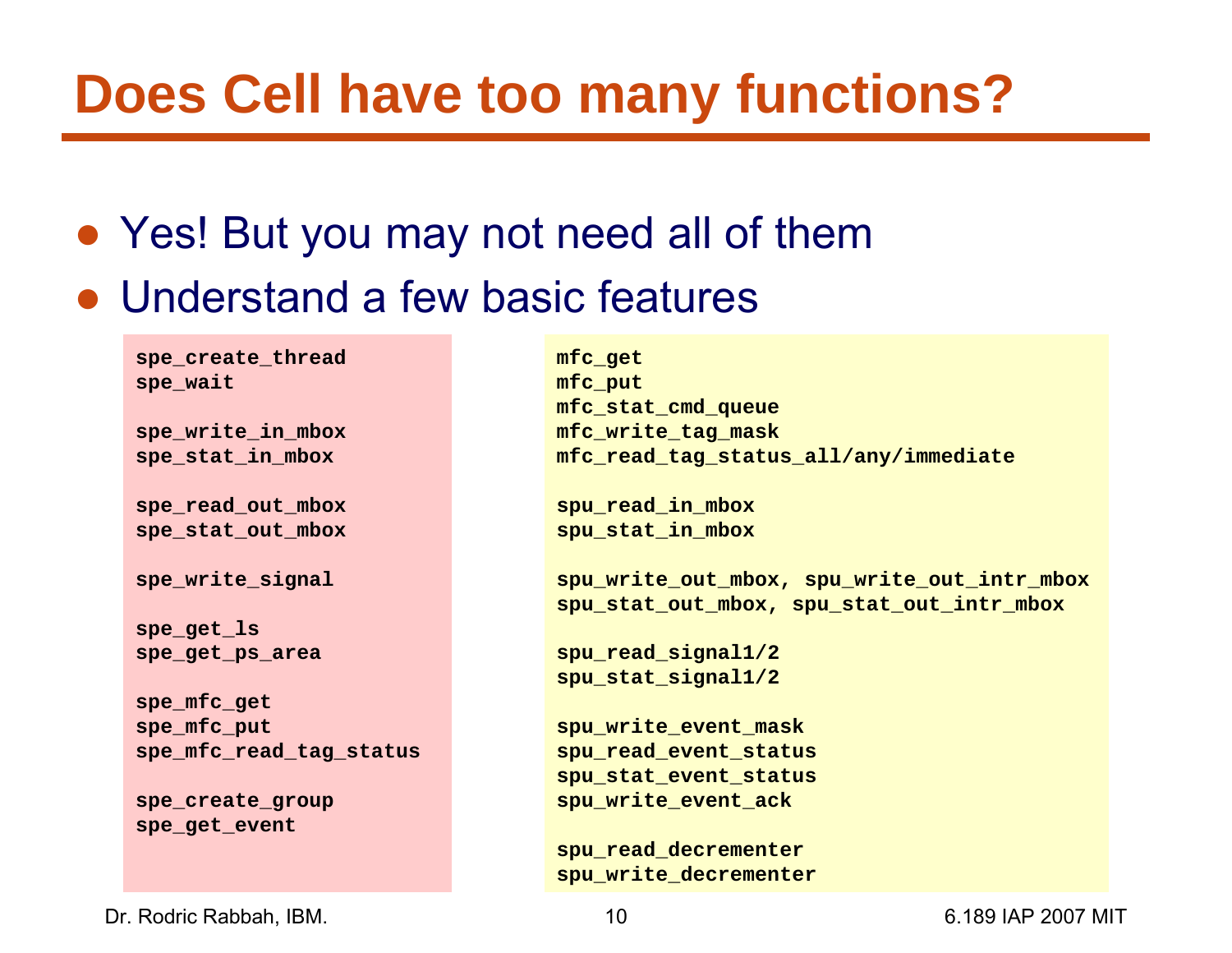# Does Cell have too many functions?

- Yes! But you may not need all of them
- Understand a few basic features

```
spe_create_thread
spe_wait

spe_write_in_mbox
spe_stat_in_mbox

spe_read_out_mbox
spe_stat_out_mbox

spe_write_signal

spe_get_ls
spe_get_ps_area

spe_mfc_get
spe_mfc_put
spe_mfc_read_tag_status

spe_create_group
spe_get_event
```

```
mfc_get
mfc_put
mfc_stat_cmd_queue
mfc_write_tag_mask
mfc_read_tag_status_all/any/immediate

spu_read_in_mbox
spu_stat_in_mbox

spu_write_out_mbox, spu_write_out_intr_mbox
spu_stat_out_mbox, spu_stat_out_intr_mbox

spu_read_signal1/2
spu_stat_signal1/2

spu_write_event_mask
spu_read_event_status
spu_stat_event_status
spu_write_event_ack

spu_read_decrementer
spu_write_decrementer
```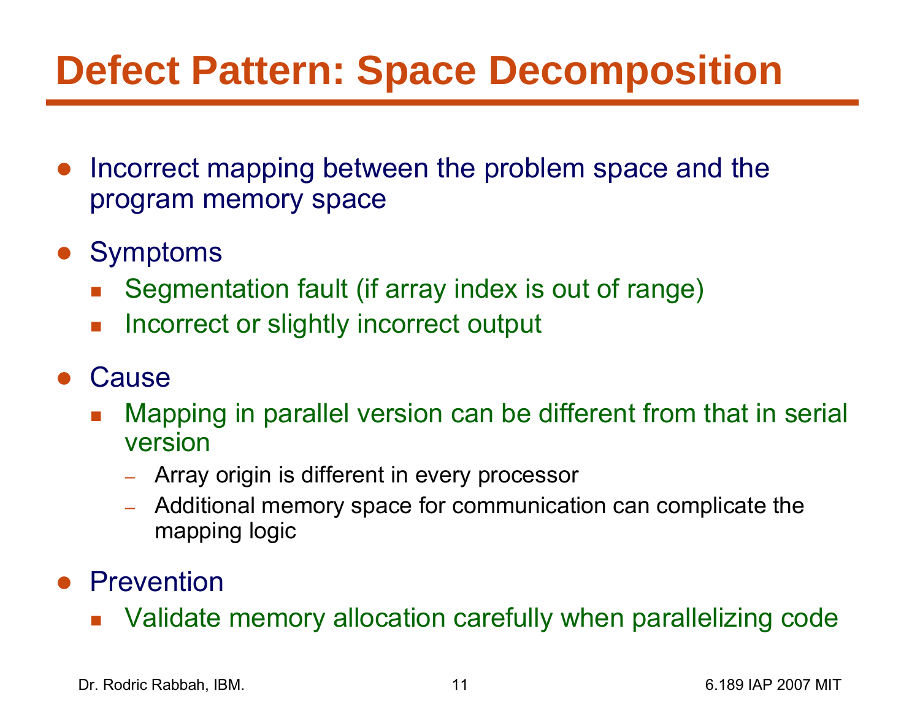# Defect Pattern: Space Decomposition

- Incorrect mapping between the problem space and the program memory space
- Symptoms
  - Segmentation fault (if array index is out of range)
  - Incorrect or slightly incorrect output
- Cause
  - Mapping in parallel version can be different from that in serial version
    - Array origin is different in every processor
    - Additional memory space for communication can complicate the mapping logic
- Prevention
  - Validate memory allocation carefully when parallelizing code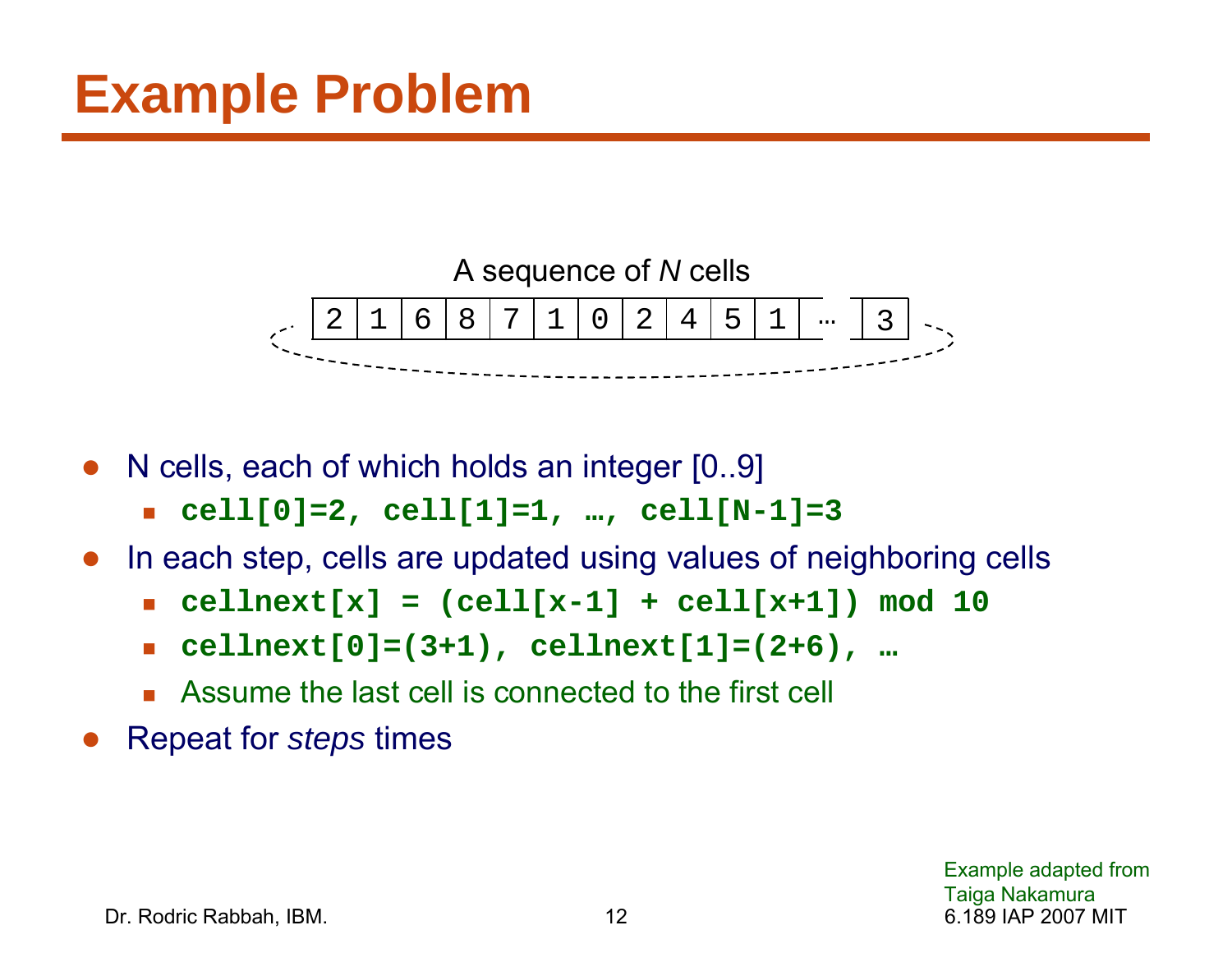# Example Problem

A sequence of *N* cells

| 2 | 1 | 6 | 8 | 7 | 1 | 0 | 2 | 4 | 5 | 1 | … | 3 |
|---|---|---|---|---|---|---|---|---|---|---|---|---|

- N cells, each of which holds an integer [0..9]
  - **`cell[0]=2, cell[1]=1, …, cell[N-1]=3`**
- In each step, cells are updated using values of neighboring cells
  - **`cellnext[x] = (cell[x-1] + cell[x+1]) mod 10`**
  - **`cellnext[0]=(3+1), cellnext[1]=(2+6), …`**
  - Assume the last cell is connected to the first cell
- Repeat for *steps* times

Example adapted from Taiga Nakamura

Dr. Rodric Rabbah, IBM.

6.189 IAP 2007 MIT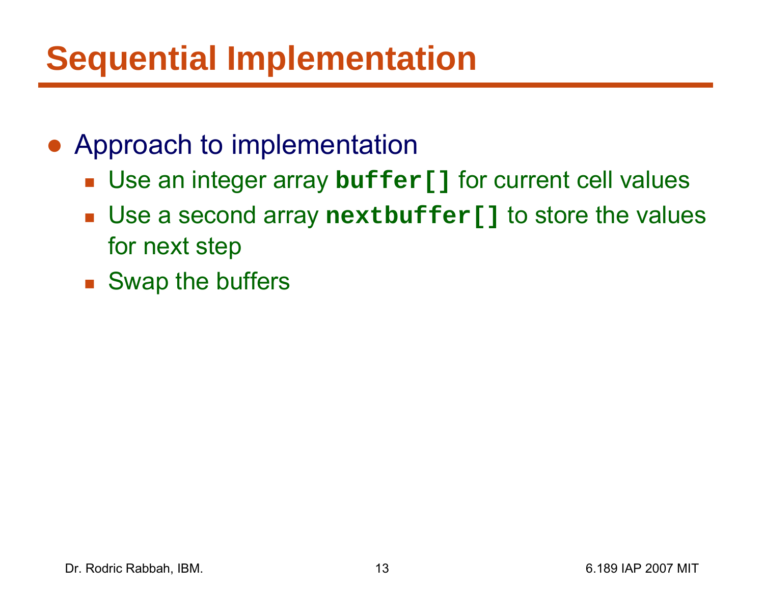# Sequential Implementation

- Approach to implementation
  - Use an integer array **`buffer[]`** for current cell values
  - Use a second array **`nextbuffer[]`** to store the values for next step
  - Swap the buffers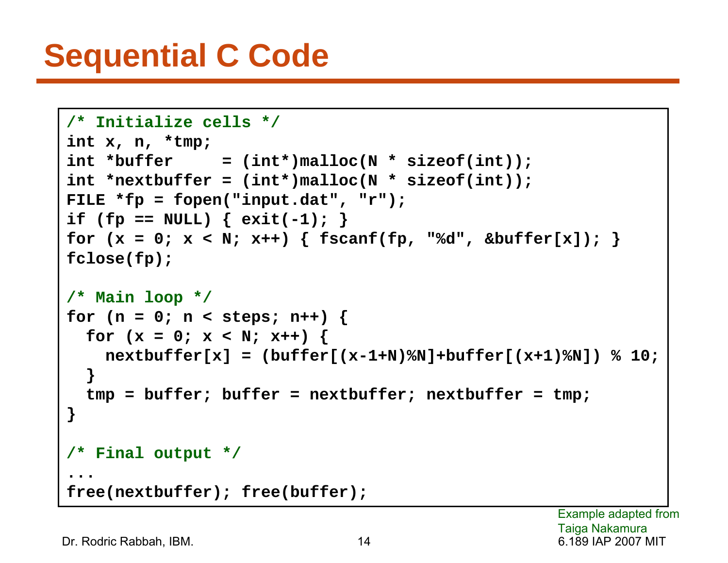# Sequential C Code

```
/* Initialize cells */
int x, n, *tmp;
int *buffer     = (int*)malloc(N * sizeof(int));
int *nextbuffer = (int*)malloc(N * sizeof(int));
FILE *fp = fopen("input.dat", "r");
if (fp == NULL) { exit(-1); }
for (x = 0; x < N; x++) { fscanf(fp, "%d", &buffer[x]); }
fclose(fp);

/* Main loop */
for (n = 0; n < steps; n++) {
  for (x = 0; x < N; x++) {
    nextbuffer[x] = (buffer[(x-1+N)%N]+buffer[(x+1)%N]) % 10;
  }
  tmp = buffer; buffer = nextbuffer; nextbuffer = tmp;
}

/* Final output */
...
free(nextbuffer); free(buffer);
```

Example adapted from Taiga Nakamura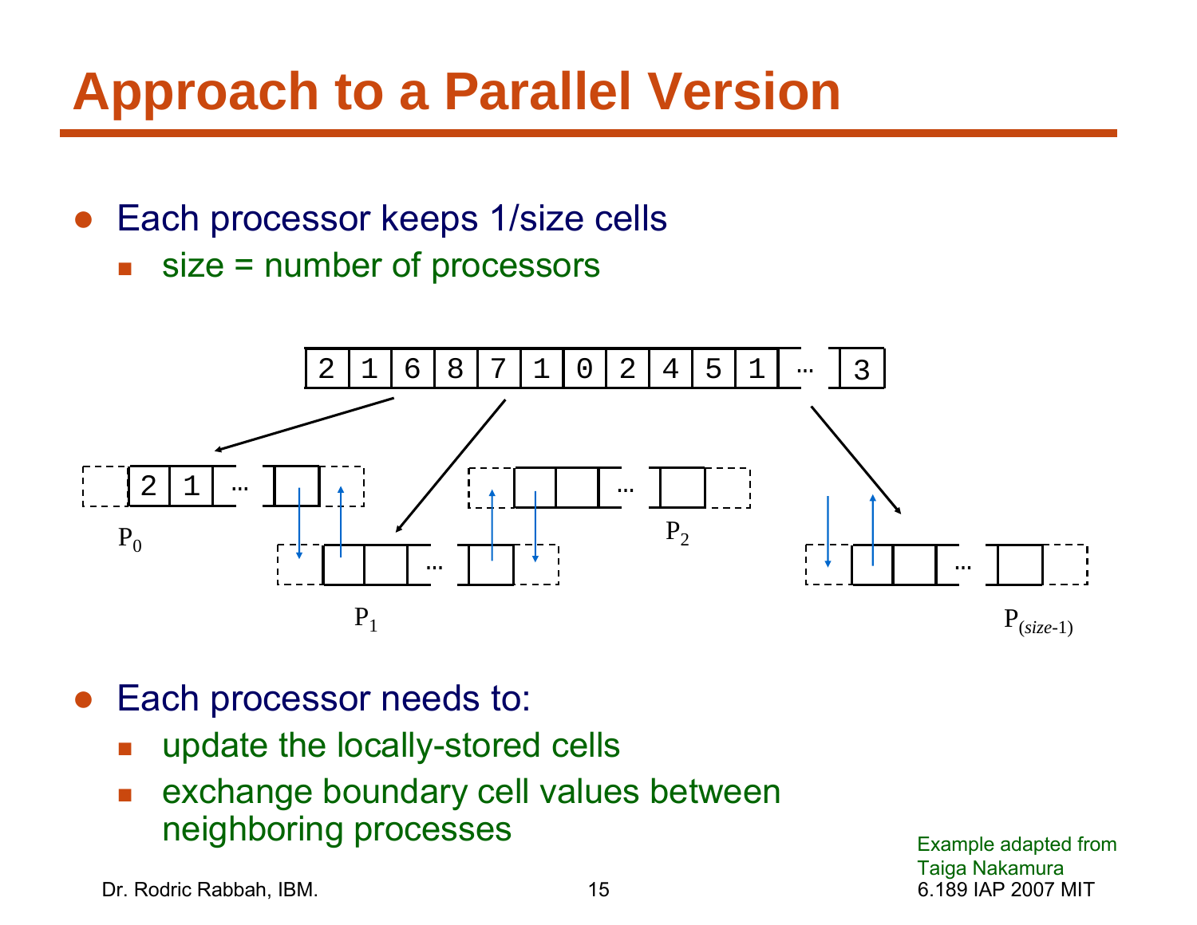# Approach to a Parallel Version

- Each processor keeps 1/size cells
  - size = number of processors

| 2 | 1 | 6 | 8 | 7 | 1 | 0 | 2 | 4 | 5 | 1 | … | 3 |
|---|---|---|---|---|---|---|---|---|---|---|---|---|

$P_0$ &nbsp;&nbsp; $P_1$ &nbsp;&nbsp; $P_2$ &nbsp;&nbsp; $P_{(size-1)}$

- Each processor needs to:
  - update the locally-stored cells
  - exchange boundary cell values between neighboring processes

Example adapted from Taiga Nakamura

Dr. Rodric Rabbah, IBM. &nbsp;&nbsp; 6.189 IAP 2007 MIT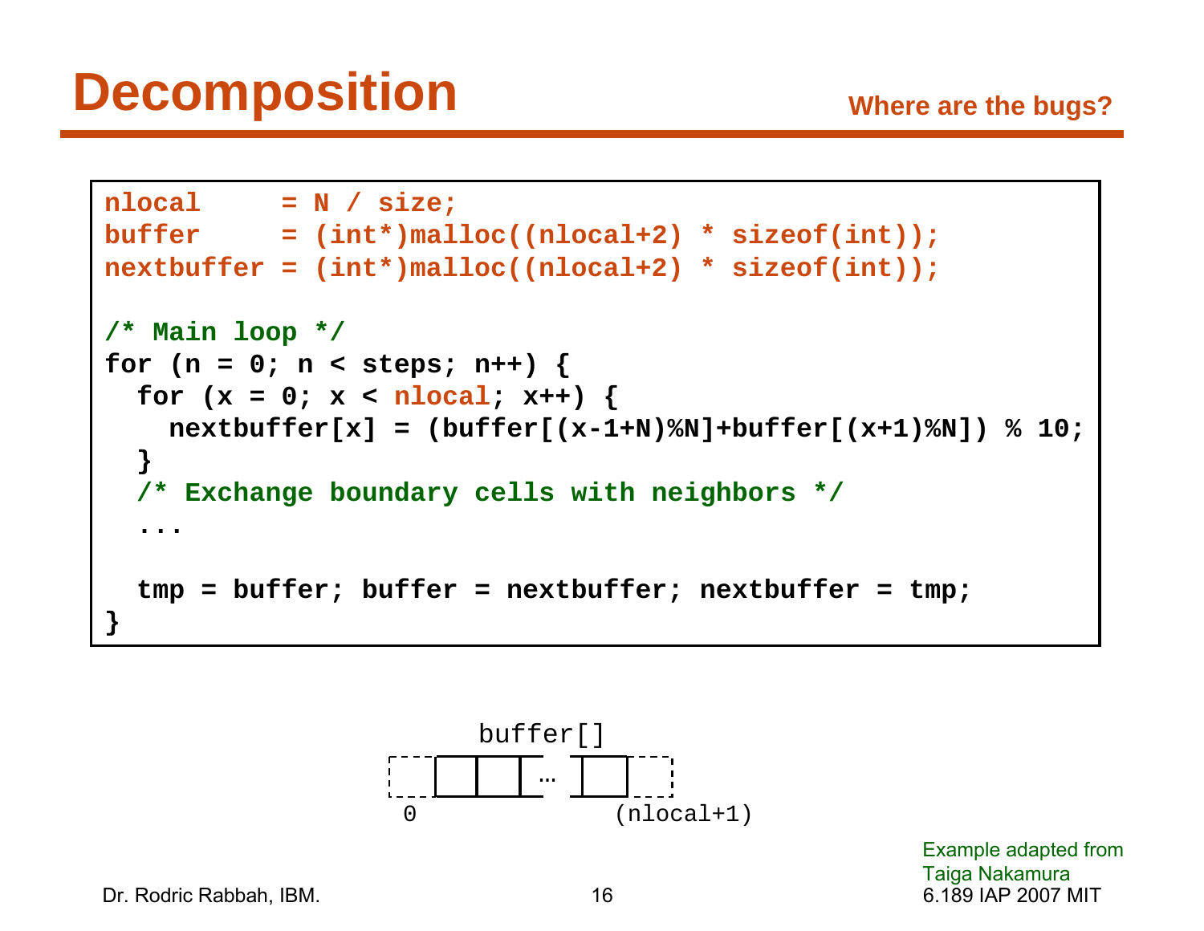# Decomposition

**Where are the bugs?**

```
nlocal     = N / size;
buffer     = (int*)malloc((nlocal+2) * sizeof(int));
nextbuffer = (int*)malloc((nlocal+2) * sizeof(int));

/* Main loop */
for (n = 0; n < steps; n++) {
  for (x = 0; x < nlocal; x++) {
    nextbuffer[x] = (buffer[(x-1+N)%N]+buffer[(x+1)%N]) % 10;
  }
  /* Exchange boundary cells with neighbors */
  ...

  tmp = buffer; buffer = nextbuffer; nextbuffer = tmp;
}
```

buffer[]

0 … (nlocal+1)

Example adapted from Taiga Nakamura

Dr. Rodric Rabbah, IBM.

6.189 IAP 2007 MIT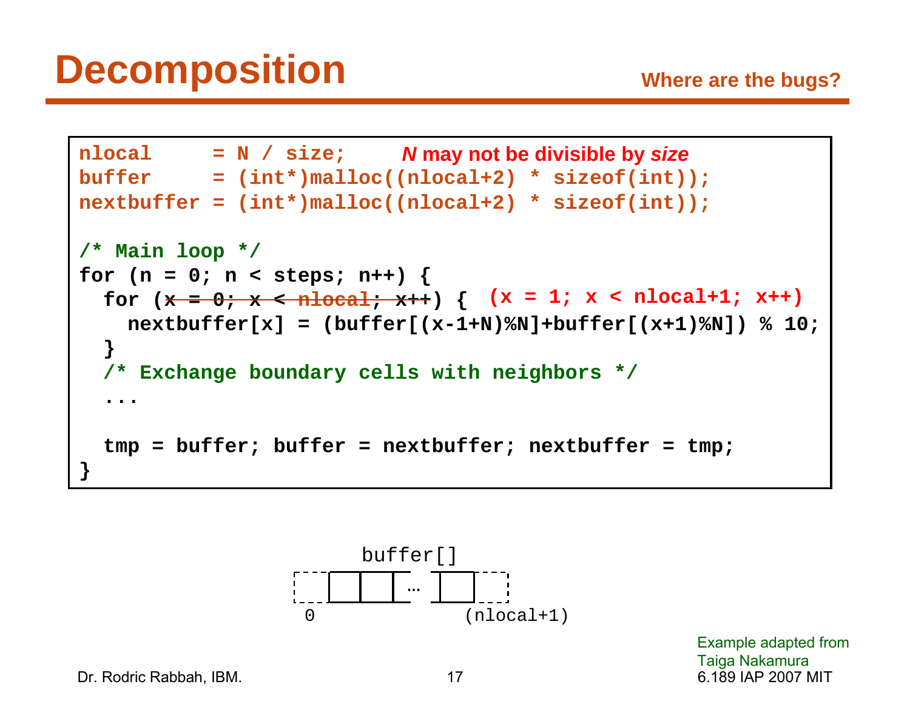# Decomposition

**Where are the bugs?**

```
nlocal     = N / size;        N may not be divisible by size
buffer     = (int*)malloc((nlocal+2) * sizeof(int));
nextbuffer = (int*)malloc((nlocal+2) * sizeof(int));

/* Main loop */
for (n = 0; n < steps; n++) {
  for (x = 0; x < nlocal; x++) {  (x = 1; x < nlocal+1; x++)
    nextbuffer[x] = (buffer[(x-1+N)%N]+buffer[(x+1)%N]) % 10;
  }
  /* Exchange boundary cells with neighbors */
  ...

  tmp = buffer; buffer = nextbuffer; nextbuffer = tmp;
}
```

(In the original, `x = 0; x < nlocal; x++` is struck through and replaced by `x = 1; x < nlocal+1; x++`.)

buffer[]

0 … (nlocal+1)

Example adapted from Taiga Nakamura

Dr. Rodric Rabbah, IBM. 6.189 IAP 2007 MIT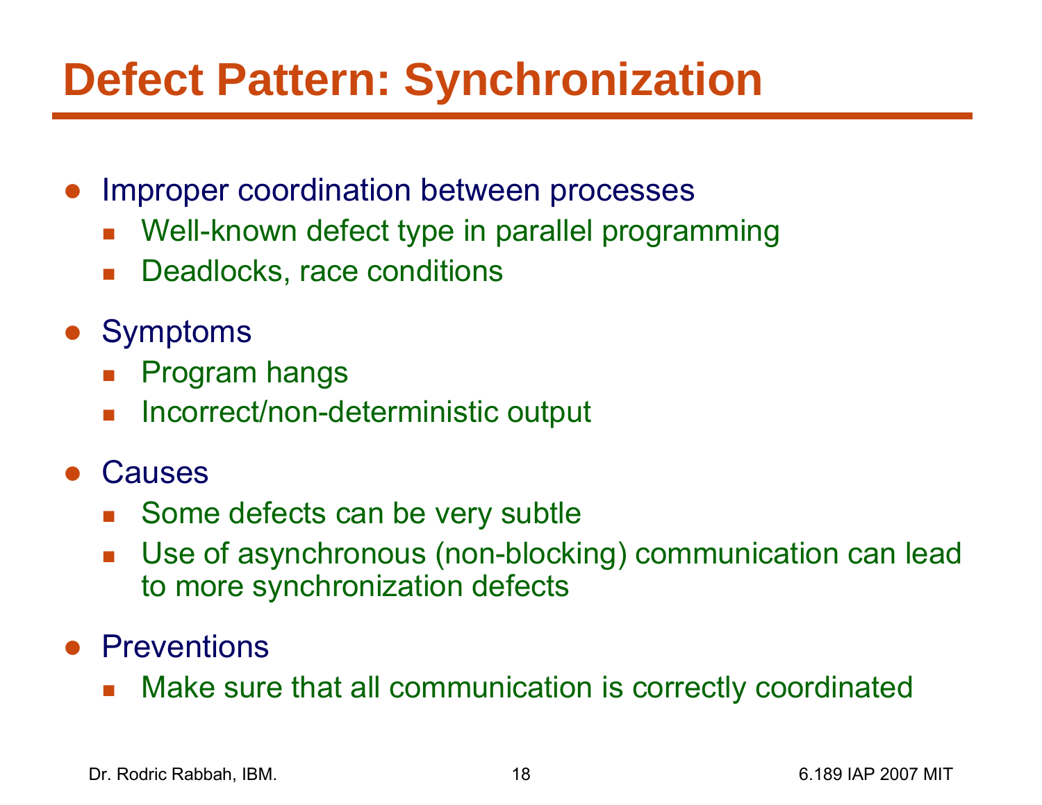# Defect Pattern: Synchronization

- Improper coordination between processes
  - Well-known defect type in parallel programming
  - Deadlocks, race conditions
- Symptoms
  - Program hangs
  - Incorrect/non-deterministic output
- Causes
  - Some defects can be very subtle
  - Use of asynchronous (non-blocking) communication can lead to more synchronization defects
- Preventions
  - Make sure that all communication is correctly coordinated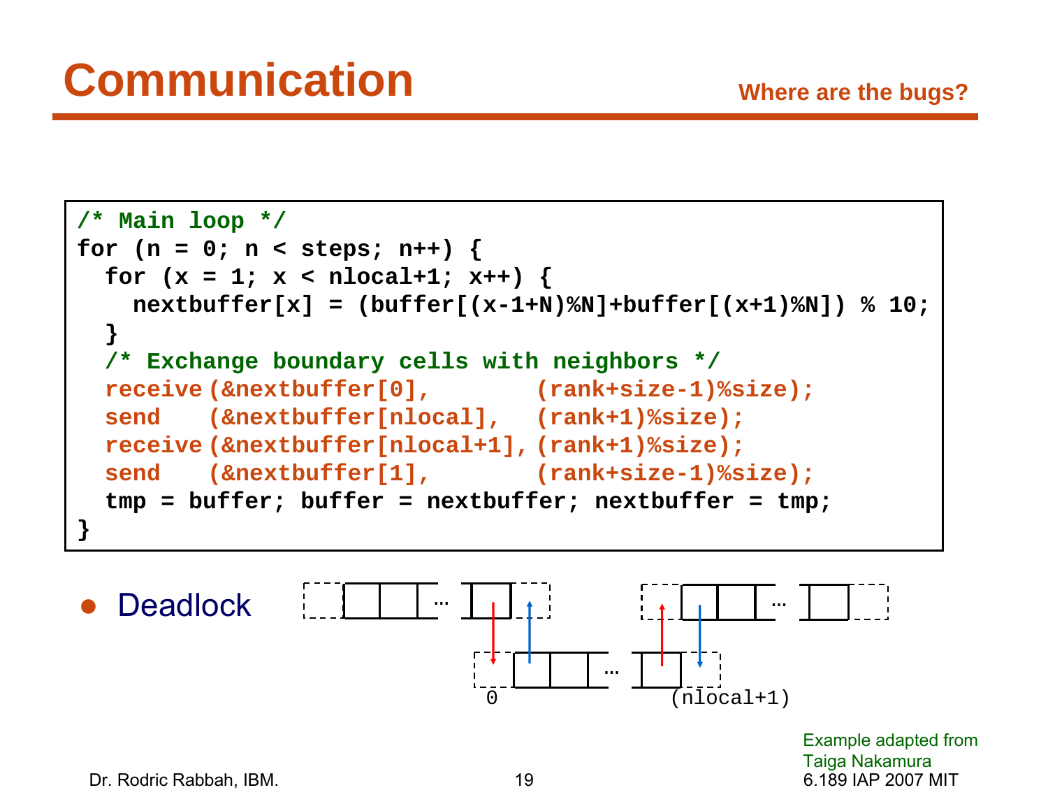# Communication

**Where are the bugs?**

```
/* Main loop */
for (n = 0; n < steps; n++) {
  for (x = 1; x < nlocal+1; x++) {
    nextbuffer[x] = (buffer[(x-1+N)%N]+buffer[(x+1)%N]) % 10;
  }
  /* Exchange boundary cells with neighbors */
  receive (&nextbuffer[0],        (rank+size-1)%size);
  send    (&nextbuffer[nlocal],   (rank+1)%size);
  receive (&nextbuffer[nlocal+1], (rank+1)%size);
  send    (&nextbuffer[1],        (rank+size-1)%size);
  tmp = buffer; buffer = nextbuffer; nextbuffer = tmp;
}
```

- Deadlock

0 (nlocal+1)

Example adapted from Taiga Nakamura

Dr. Rodric Rabbah, IBM.

6.189 IAP 2007 MIT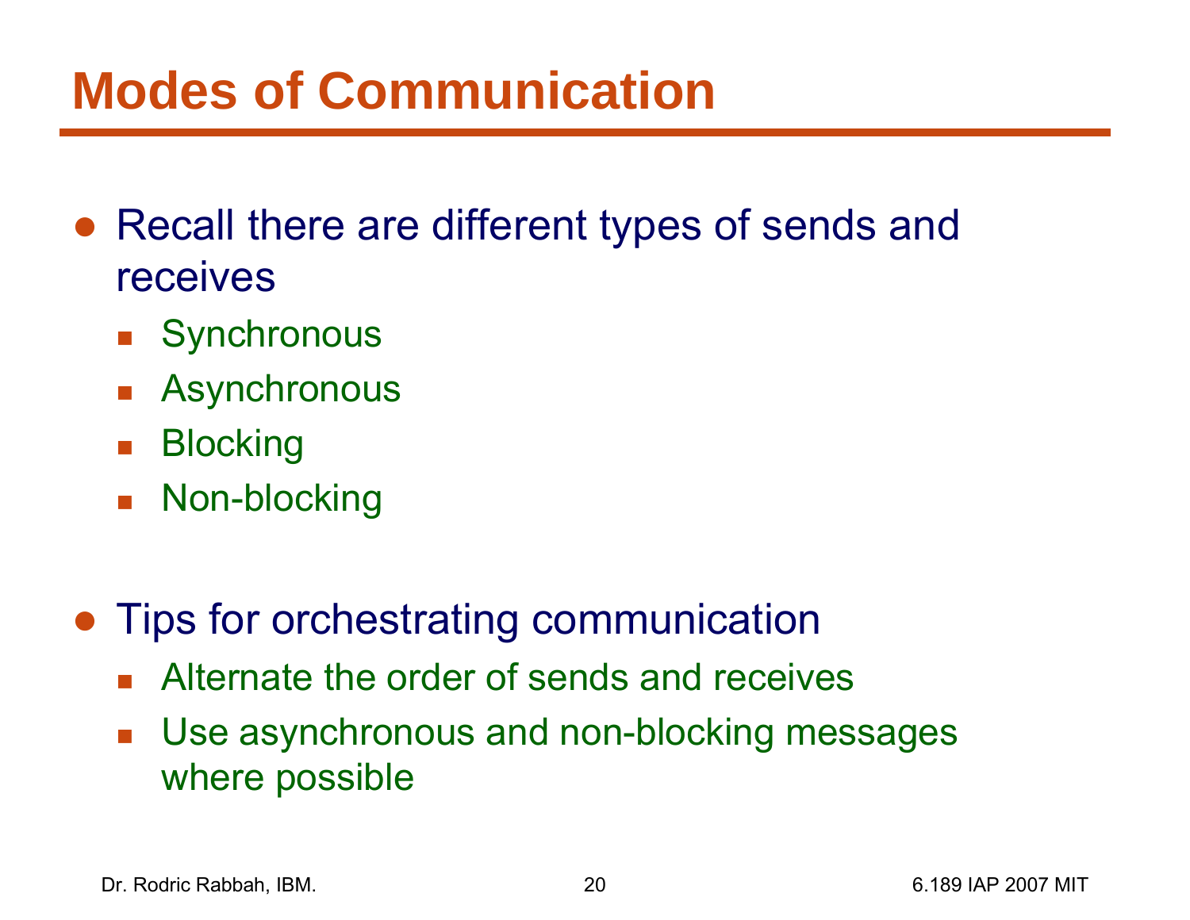# Modes of Communication

- Recall there are different types of sends and receives
  - Synchronous
  - Asynchronous
  - Blocking
  - Non-blocking

- Tips for orchestrating communication
  - Alternate the order of sends and receives
  - Use asynchronous and non-blocking messages where possible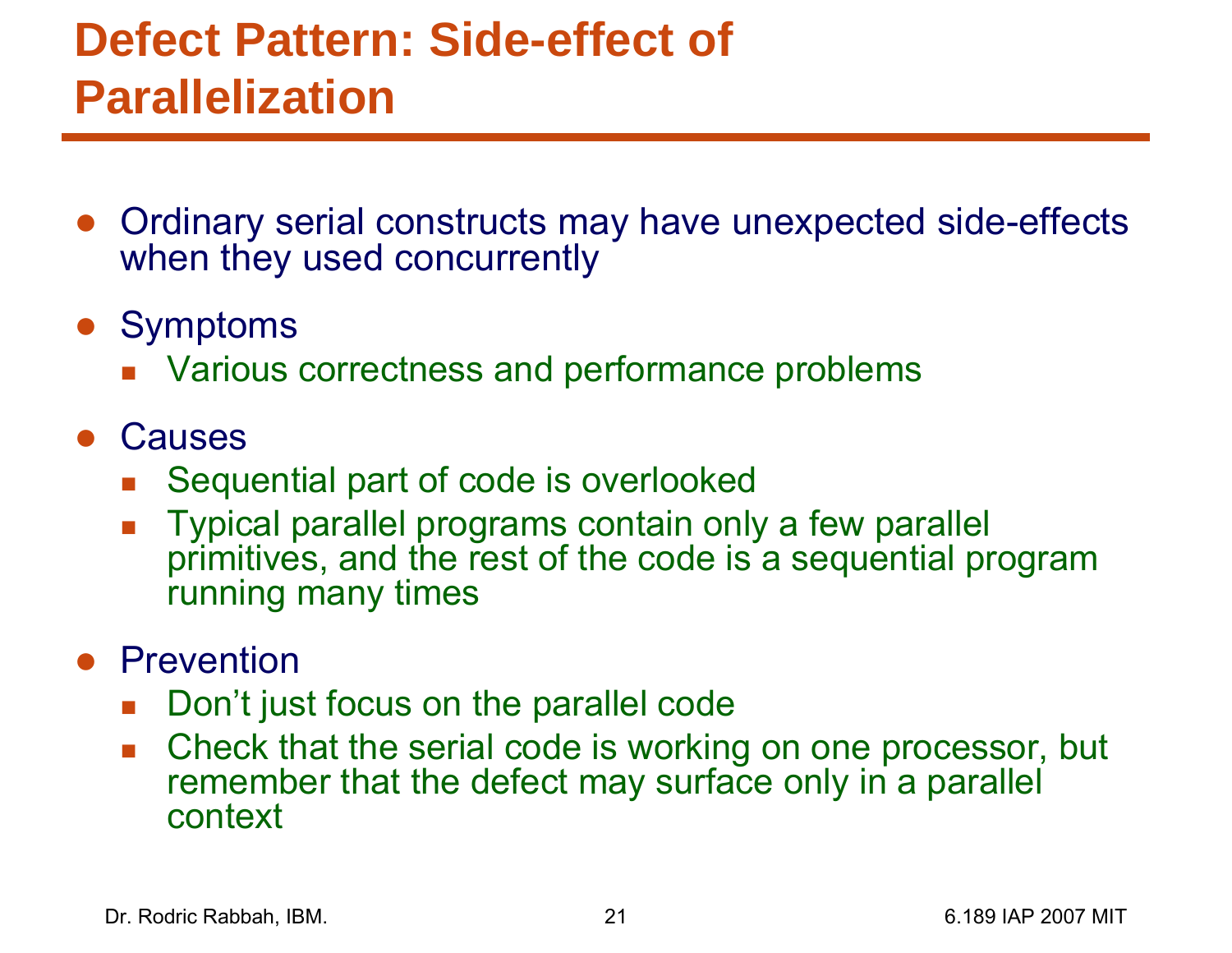# Defect Pattern: Side-effect of Parallelization

- Ordinary serial constructs may have unexpected side-effects when they used concurrently
- Symptoms
  - Various correctness and performance problems
- Causes
  - Sequential part of code is overlooked
  - Typical parallel programs contain only a few parallel primitives, and the rest of the code is a sequential program running many times
- Prevention
  - Don't just focus on the parallel code
  - Check that the serial code is working on one processor, but remember that the defect may surface only in a parallel context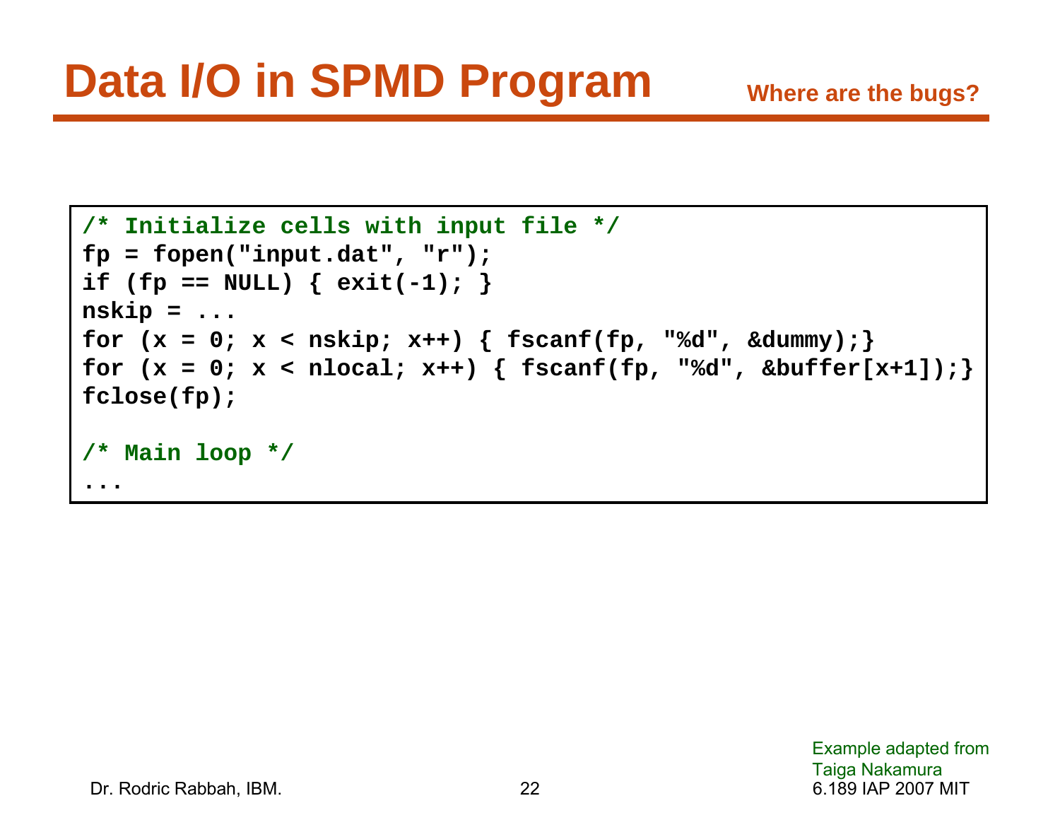# Data I/O in SPMD Program

**Where are the bugs?**

```
/* Initialize cells with input file */
fp = fopen("input.dat", "r");
if (fp == NULL) { exit(-1); }
nskip = ...
for (x = 0; x < nskip; x++) { fscanf(fp, "%d", &dummy);}
for (x = 0; x < nlocal; x++) { fscanf(fp, "%d", &buffer[x+1]);}
fclose(fp);

/* Main loop */
...
```

Example adapted from Taiga Nakamura

Dr. Rodric Rabbah, IBM.

6.189 IAP 2007 MIT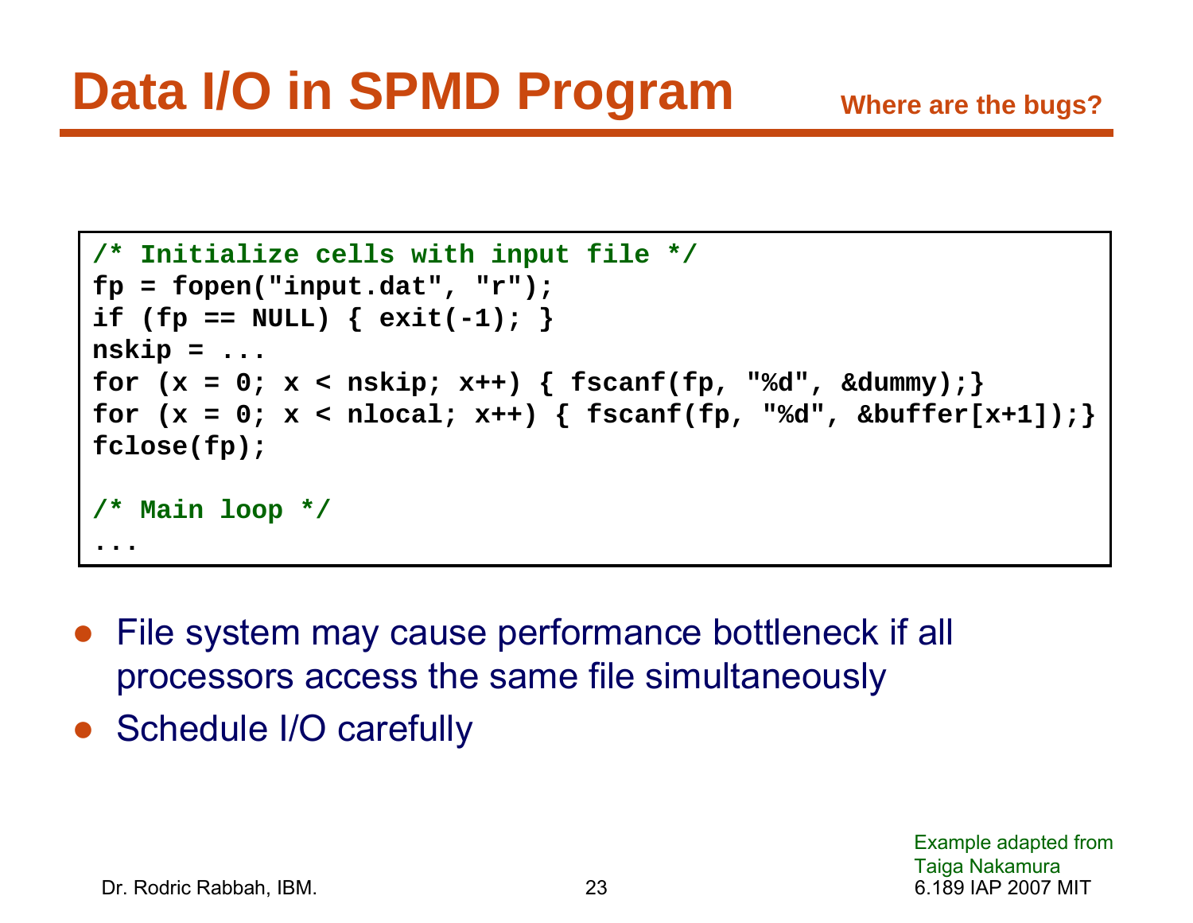# Data I/O in SPMD Program

**Where are the bugs?**

```
/* Initialize cells with input file */
fp = fopen("input.dat", "r");
if (fp == NULL) { exit(-1); }
nskip = ...
for (x = 0; x < nskip; x++) { fscanf(fp, "%d", &dummy);}
for (x = 0; x < nlocal; x++) { fscanf(fp, "%d", &buffer[x+1]);}
fclose(fp);

/* Main loop */
...
```

- File system may cause performance bottleneck if all processors access the same file simultaneously
- Schedule I/O carefully

Example adapted from Taiga Nakamura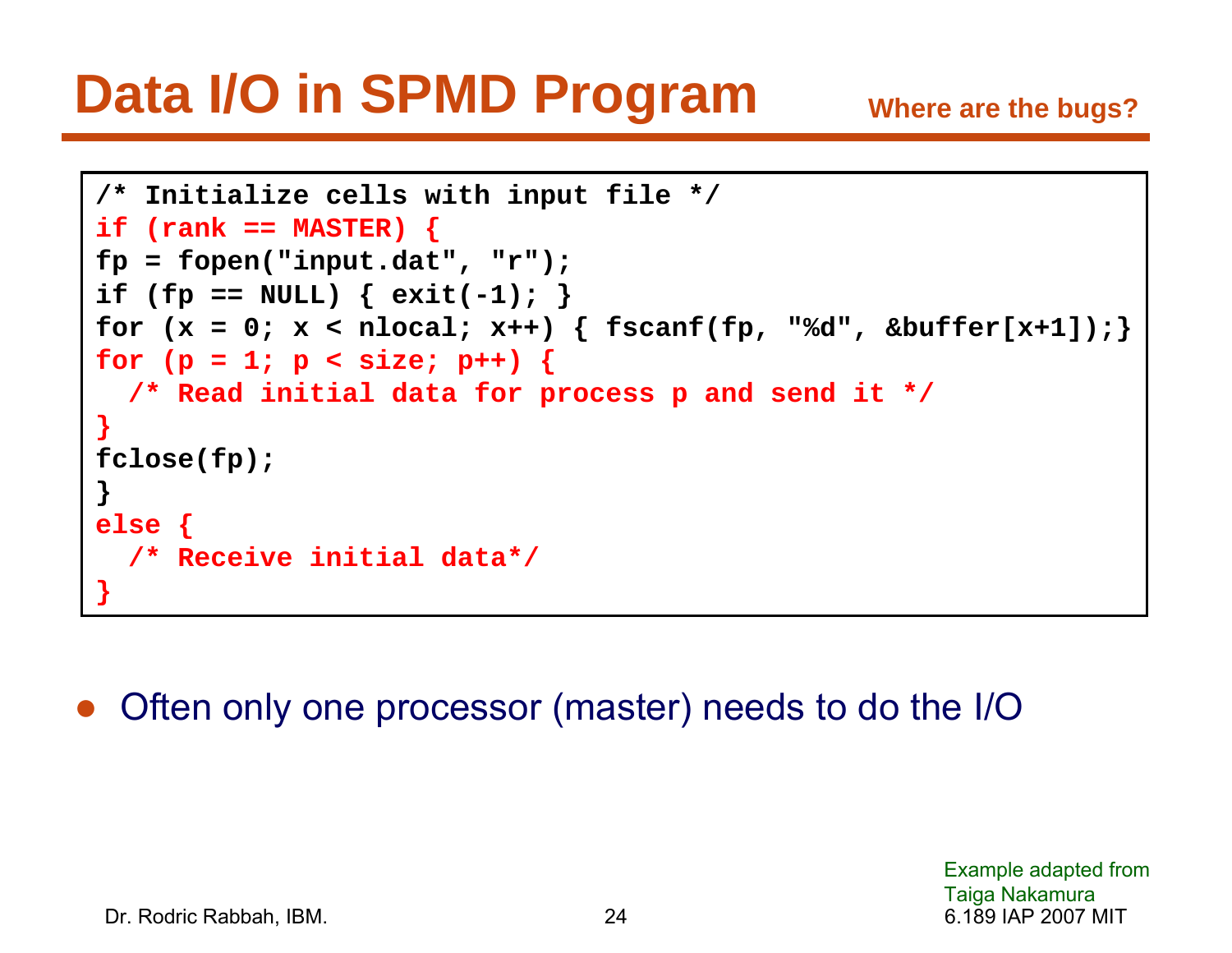# Data I/O in SPMD Program

Where are the bugs?

```
/* Initialize cells with input file */
if (rank == MASTER) {
fp = fopen("input.dat", "r");
if (fp == NULL) { exit(-1); }
for (x = 0; x < nlocal; x++) { fscanf(fp, "%d", &buffer[x+1]);}
for (p = 1; p < size; p++) {
  /* Read initial data for process p and send it */
}
fclose(fp);
}
else {
  /* Receive initial data*/
}
```

- Often only one processor (master) needs to do the I/O

Example adapted from Taiga Nakamura

Dr. Rodric Rabbah, IBM.

6.189 IAP 2007 MIT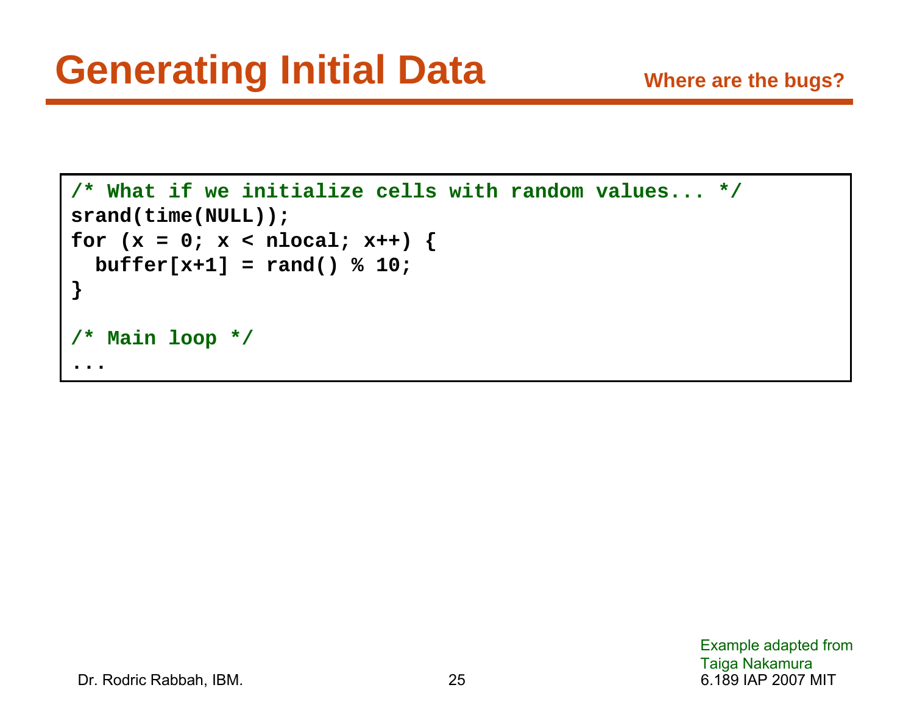# Generating Initial Data

**Where are the bugs?**

```
/* What if we initialize cells with random values... */
srand(time(NULL));
for (x = 0; x < nlocal; x++) {
  buffer[x+1] = rand() % 10;
}

/* Main loop */
...
```

Example adapted from Taiga Nakamura

Dr. Rodric Rabbah, IBM.

6.189 IAP 2007 MIT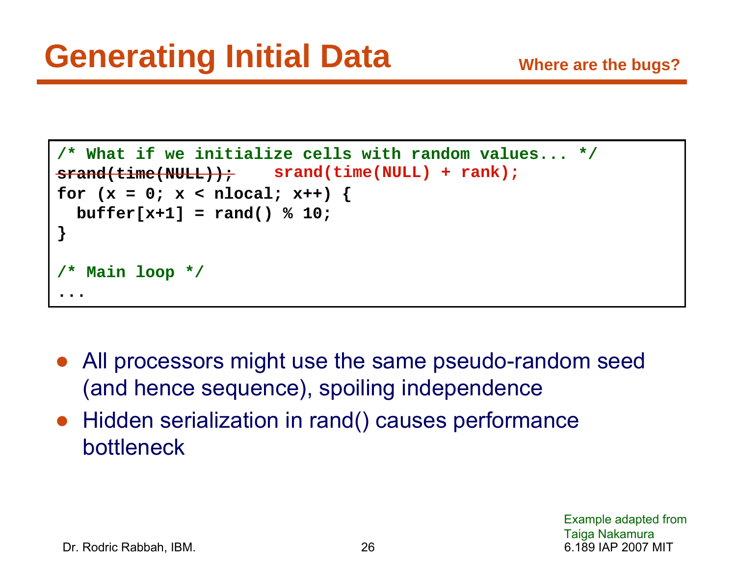# Generating Initial Data

**Where are the bugs?**

```
/* What if we initialize cells with random values... */
srand(time(NULL));    srand(time(NULL) + rank);
for (x = 0; x < nlocal; x++) {
  buffer[x+1] = rand() % 10;
}

/* Main loop */
...
```

(In the slide, `srand(time(NULL));` is struck through and replaced by `srand(time(NULL) + rank);`.)

- All processors might use the same pseudo-random seed (and hence sequence), spoiling independence
- Hidden serialization in rand() causes performance bottleneck

Example adapted from Taiga Nakamura

Dr. Rodric Rabbah, IBM.

6.189 IAP 2007 MIT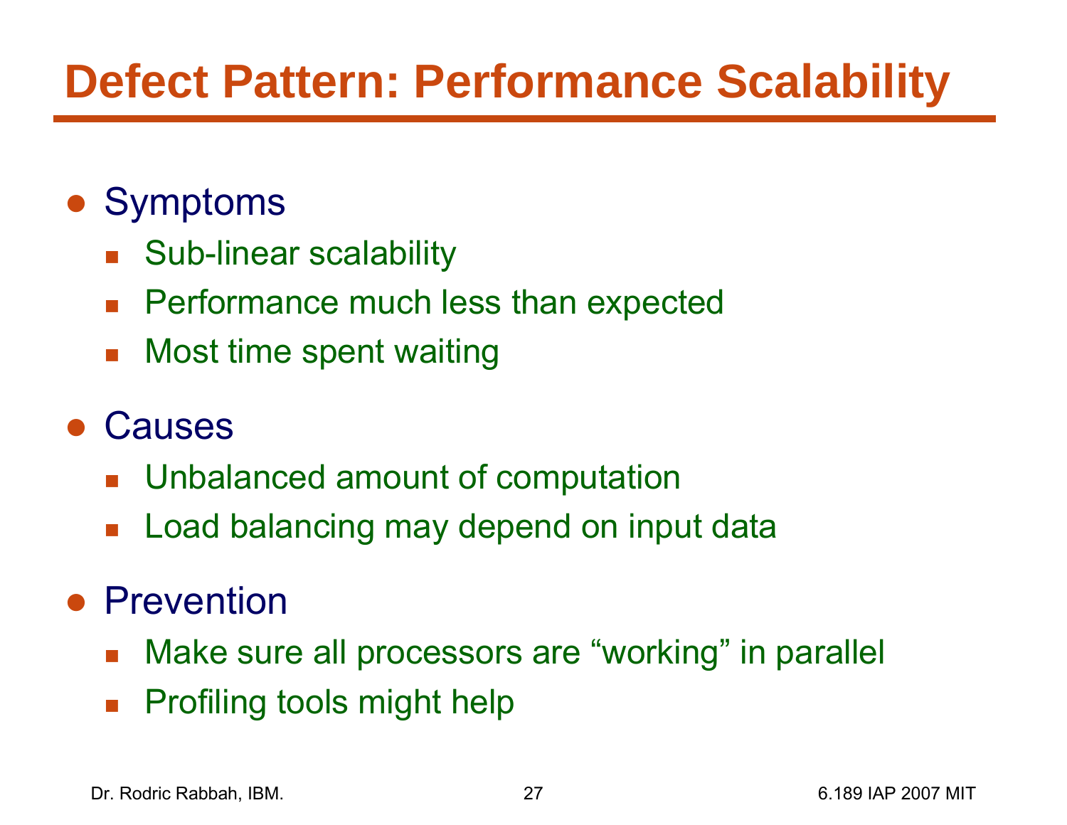# Defect Pattern: Performance Scalability

- Symptoms
  - Sub-linear scalability
  - Performance much less than expected
  - Most time spent waiting
- Causes
  - Unbalanced amount of computation
  - Load balancing may depend on input data
- Prevention
  - Make sure all processors are "working" in parallel
  - Profiling tools might help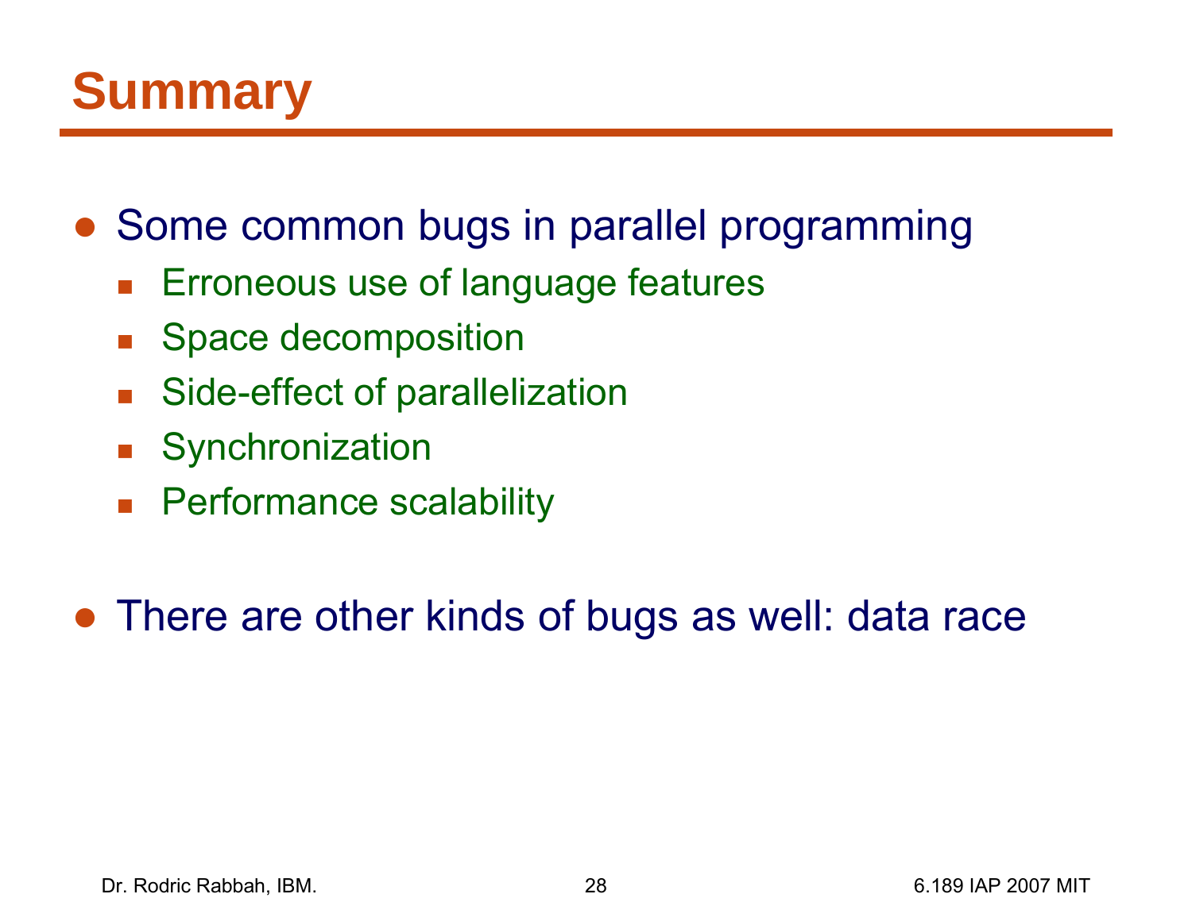# Summary

- Some common bugs in parallel programming
  - Erroneous use of language features
  - Space decomposition
  - Side-effect of parallelization
  - Synchronization
  - Performance scalability
- There are other kinds of bugs as well: data race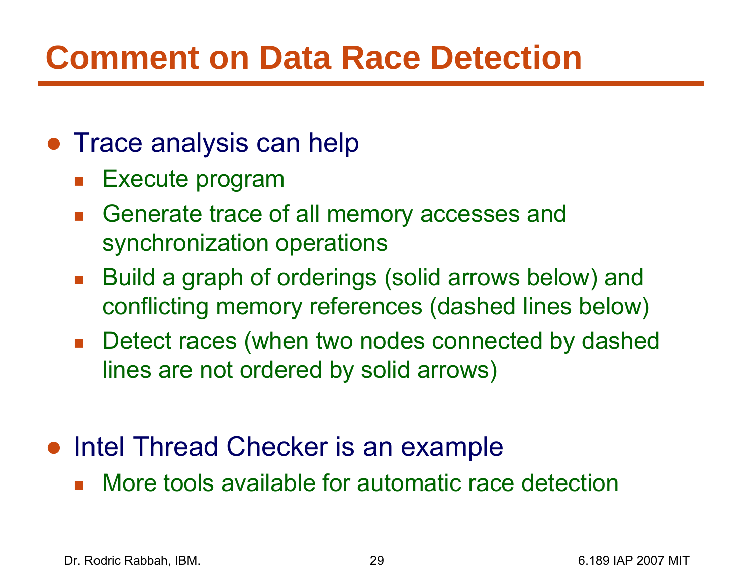# Comment on Data Race Detection

- Trace analysis can help
  - Execute program
  - Generate trace of all memory accesses and synchronization operations
  - Build a graph of orderings (solid arrows below) and conflicting memory references (dashed lines below)
  - Detect races (when two nodes connected by dashed lines are not ordered by solid arrows)

- Intel Thread Checker is an example
  - More tools available for automatic race detection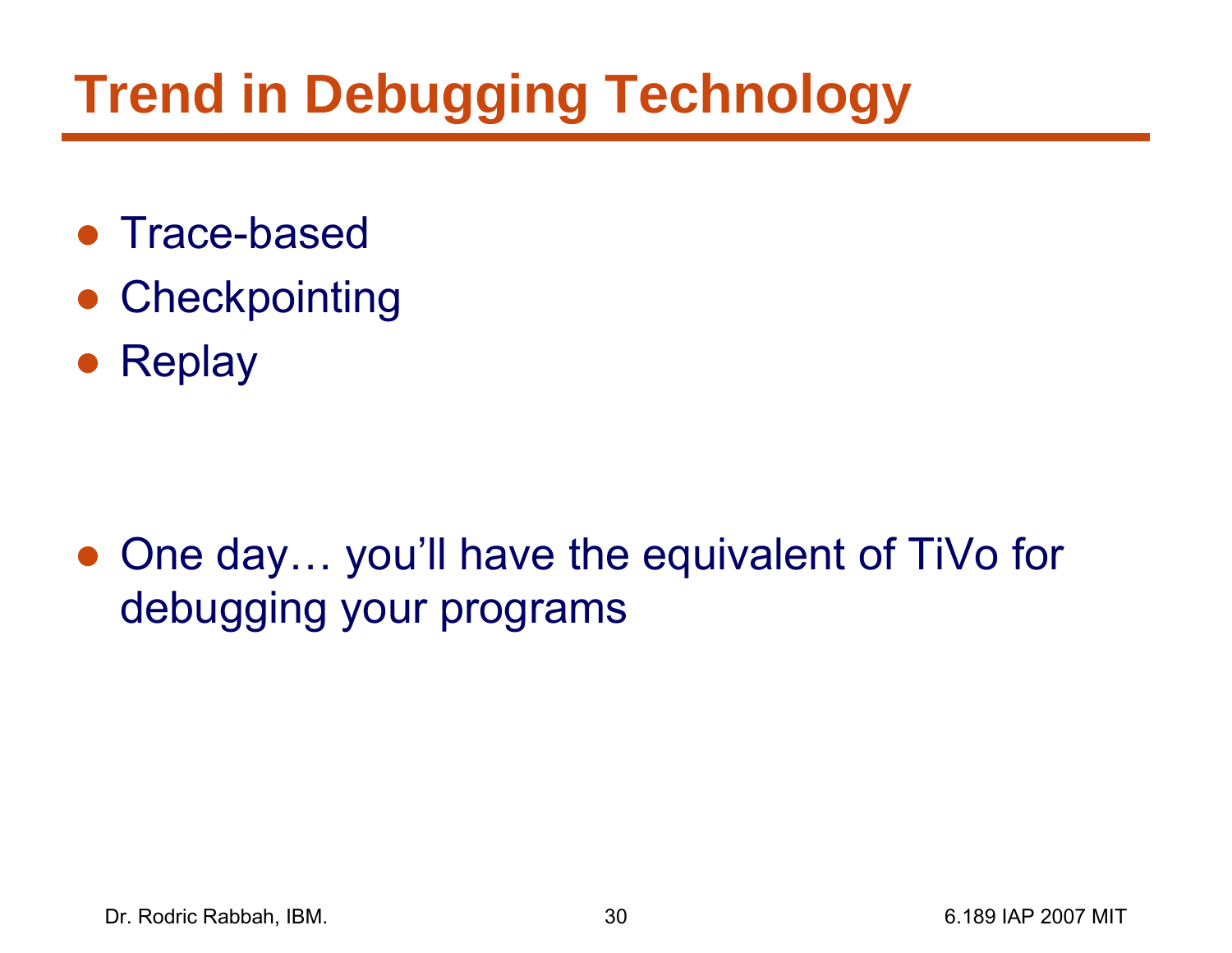# Trend in Debugging Technology

- Trace-based
- Checkpointing
- Replay

- One day… you'll have the equivalent of TiVo for debugging your programs